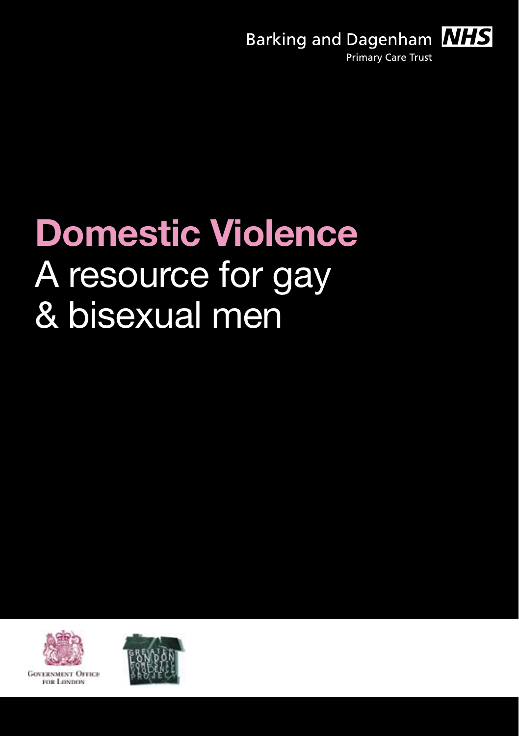Barking and Dagenham NHS
Primary Care Trust

# Domestic Violence
A resource for gay & bisexual men

Government Office for London

Greater London Domestic Violence Project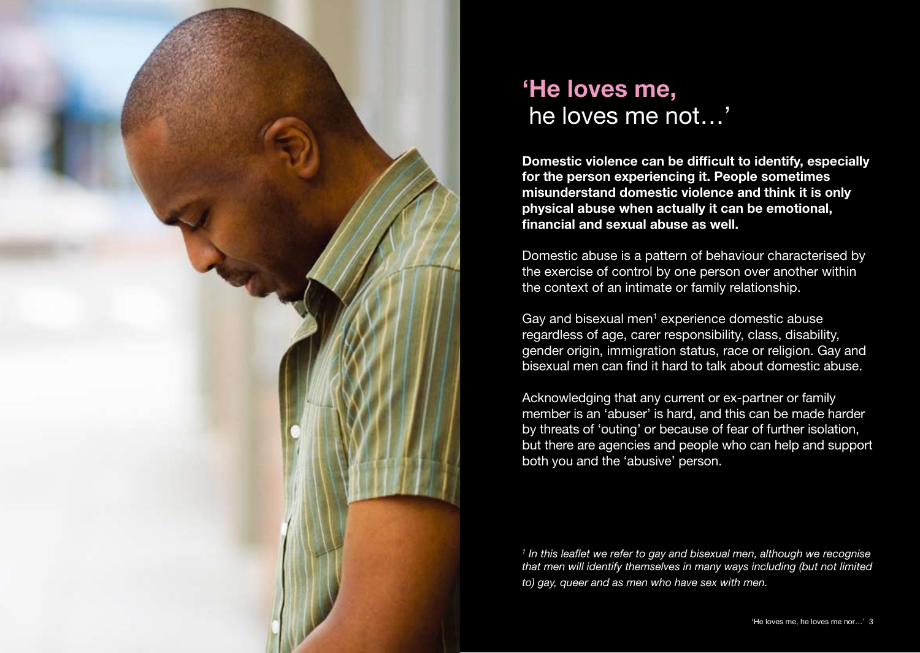# 'He loves me, he loves me not…'

**Domestic violence can be difficult to identify, especially for the person experiencing it. People sometimes misunderstand domestic violence and think it is only physical abuse when actually it can be emotional, financial and sexual abuse as well.**

Domestic abuse is a pattern of behaviour characterised by the exercise of control by one person over another within the context of an intimate or family relationship.

Gay and bisexual men[1] experience domestic abuse regardless of age, carer responsibility, class, disability, gender origin, immigration status, race or religion. Gay and bisexual men can find it hard to talk about domestic abuse.

Acknowledging that any current or ex-partner or family member is an 'abuser' is hard, and this can be made harder by threats of 'outing' or because of fear of further isolation, but there are agencies and people who can help and support both you and the 'abusive' person.

*[1] In this leaflet we refer to gay and bisexual men, although we recognise that men will identify themselves in many ways including (but not limited to) gay, queer and as men who have sex with men.*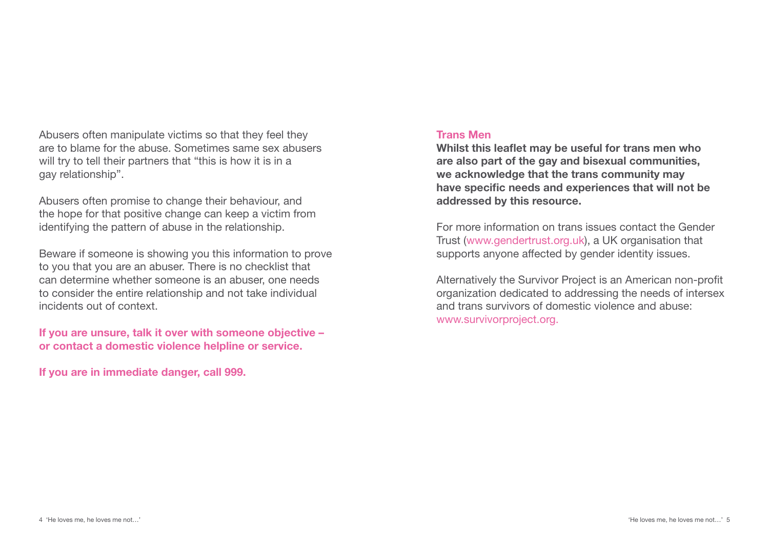Abusers often manipulate victims so that they feel they are to blame for the abuse. Sometimes same sex abusers will try to tell their partners that “this is how it is in a gay relationship”.

Abusers often promise to change their behaviour, and the hope for that positive change can keep a victim from identifying the pattern of abuse in the relationship.

Beware if someone is showing you this information to prove to you that you are an abuser. There is no checklist that can determine whether someone is an abuser, one needs to consider the entire relationship and not take individual incidents out of context.

**If you are unsure, talk it over with someone objective – or contact a domestic violence helpline or service.**

**If you are in immediate danger, call 999.**

### Trans Men

**Whilst this leaflet may be useful for trans men who are also part of the gay and bisexual communities, we acknowledge that the trans community may have specific needs and experiences that will not be addressed by this resource.**

For more information on trans issues contact the Gender Trust (www.gendertrust.org.uk), a UK organisation that supports anyone affected by gender identity issues.

Alternatively the Survivor Project is an American non-profit organization dedicated to addressing the needs of intersex and trans survivors of domestic violence and abuse: www.survivorproject.org.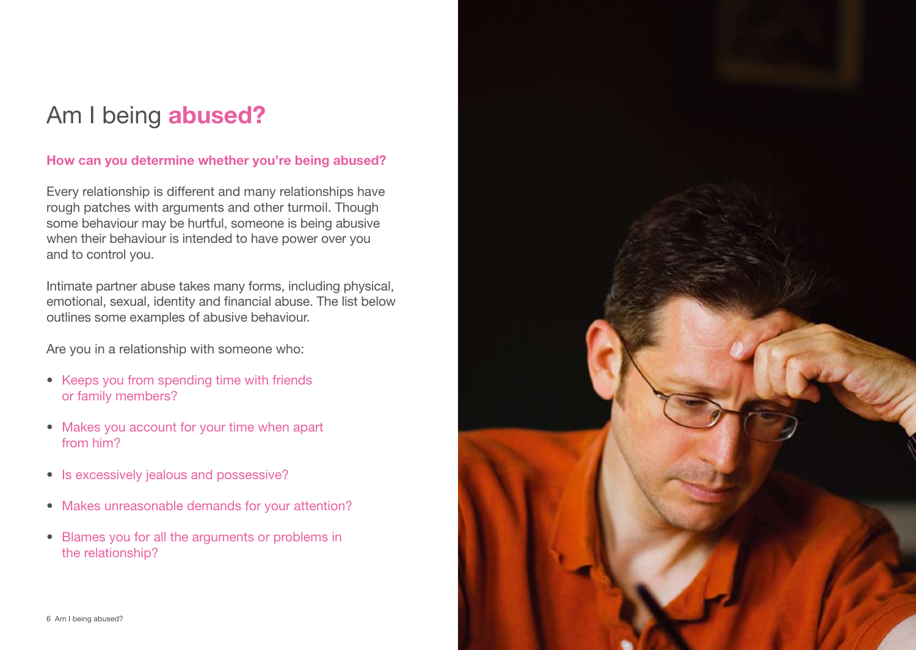# Am I being **abused?**

### How can you determine whether you're being abused?

Every relationship is different and many relationships have rough patches with arguments and other turmoil. Though some behaviour may be hurtful, someone is being abusive when their behaviour is intended to have power over you and to control you.

Intimate partner abuse takes many forms, including physical, emotional, sexual, identity and financial abuse. The list below outlines some examples of abusive behaviour.

Are you in a relationship with someone who:

- Keeps you from spending time with friends or family members?
- Makes you account for your time when apart from him?
- Is excessively jealous and possessive?
- Makes unreasonable demands for your attention?
- Blames you for all the arguments or problems in the relationship?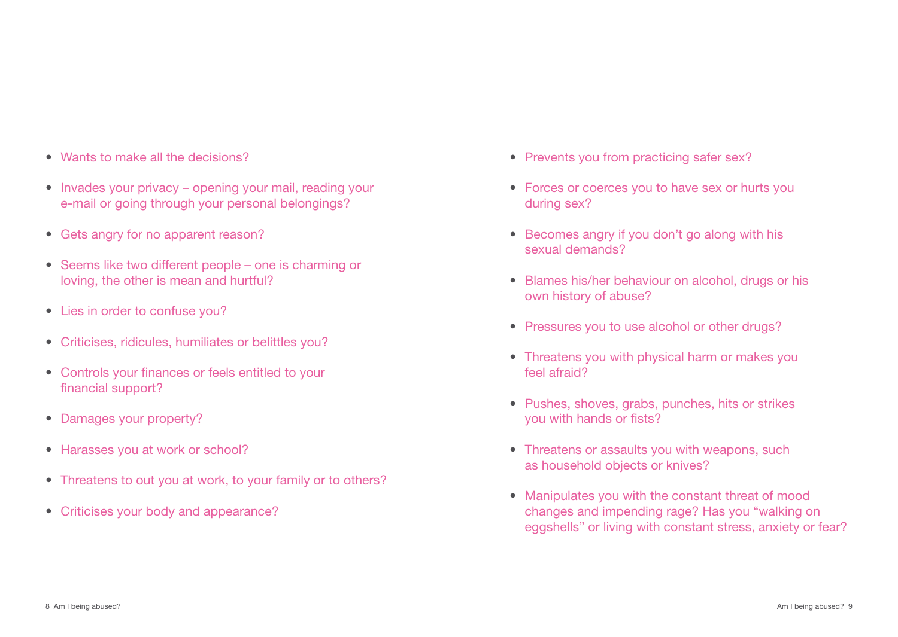- Wants to make all the decisions?
- Invades your privacy – opening your mail, reading your e-mail or going through your personal belongings?
- Gets angry for no apparent reason?
- Seems like two different people – one is charming or loving, the other is mean and hurtful?
- Lies in order to confuse you?
- Criticises, ridicules, humiliates or belittles you?
- Controls your finances or feels entitled to your financial support?
- Damages your property?
- Harasses you at work or school?
- Threatens to out you at work, to your family or to others?
- Criticises your body and appearance?
- Prevents you from practicing safer sex?
- Forces or coerces you to have sex or hurts you during sex?
- Becomes angry if you don't go along with his sexual demands?
- Blames his/her behaviour on alcohol, drugs or his own history of abuse?
- Pressures you to use alcohol or other drugs?
- Threatens you with physical harm or makes you feel afraid?
- Pushes, shoves, grabs, punches, hits or strikes you with hands or fists?
- Threatens or assaults you with weapons, such as household objects or knives?
- Manipulates you with the constant threat of mood changes and impending rage? Has you "walking on eggshells" or living with constant stress, anxiety or fear?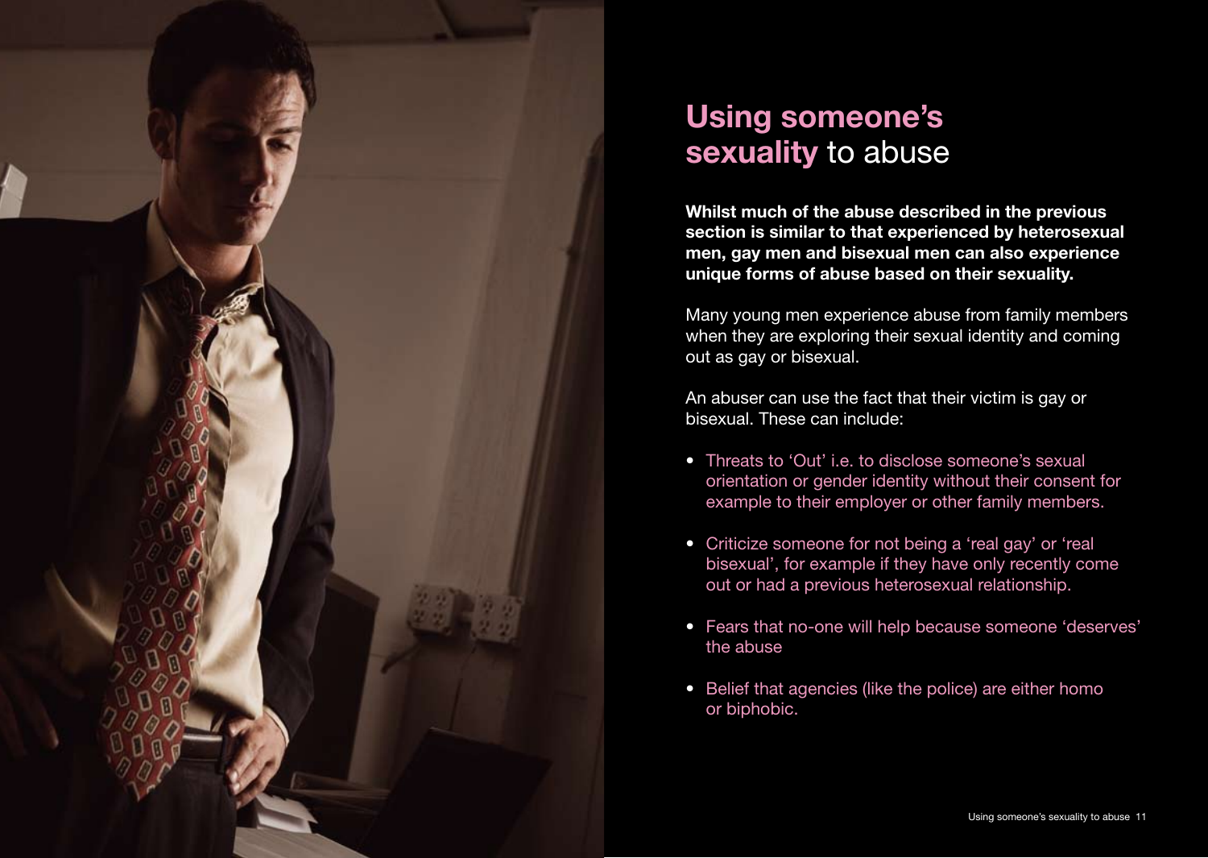# **Using someone's sexuality** to abuse

**Whilst much of the abuse described in the previous section is similar to that experienced by heterosexual men, gay men and bisexual men can also experience unique forms of abuse based on their sexuality.**

Many young men experience abuse from family members when they are exploring their sexual identity and coming out as gay or bisexual.

An abuser can use the fact that their victim is gay or bisexual. These can include:

- Threats to 'Out' i.e. to disclose someone's sexual orientation or gender identity without their consent for example to their employer or other family members.
- Criticize someone for not being a 'real gay' or 'real bisexual', for example if they have only recently come out or had a previous heterosexual relationship.
- Fears that no-one will help because someone 'deserves' the abuse
- Belief that agencies (like the police) are either homo or biphobic.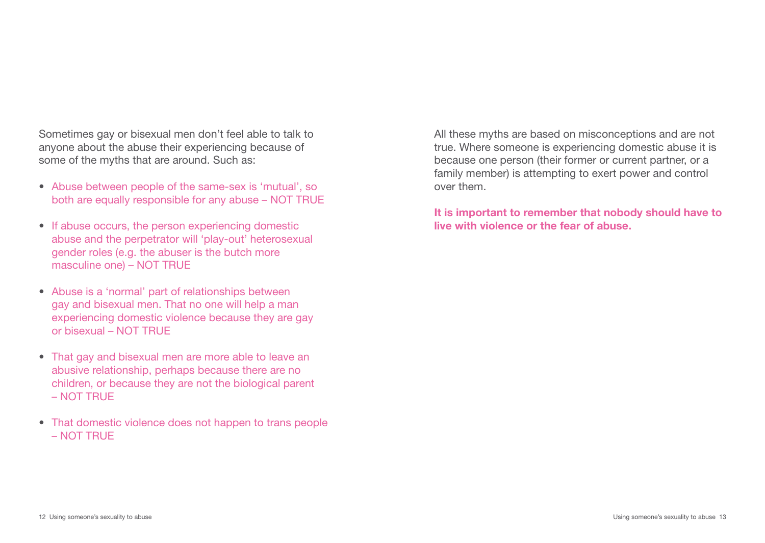Sometimes gay or bisexual men don't feel able to talk to anyone about the abuse their experiencing because of some of the myths that are around. Such as:

- Abuse between people of the same-sex is 'mutual', so both are equally responsible for any abuse – NOT TRUE
- If abuse occurs, the person experiencing domestic abuse and the perpetrator will 'play-out' heterosexual gender roles (e.g. the abuser is the butch more masculine one) – NOT TRUE
- Abuse is a 'normal' part of relationships between gay and bisexual men. That no one will help a man experiencing domestic violence because they are gay or bisexual – NOT TRUE
- That gay and bisexual men are more able to leave an abusive relationship, perhaps because there are no children, or because they are not the biological parent – NOT TRUE
- That domestic violence does not happen to trans people – NOT TRUE

All these myths are based on misconceptions and are not true. Where someone is experiencing domestic abuse it is because one person (their former or current partner, or a family member) is attempting to exert power and control over them.

**It is important to remember that nobody should have to live with violence or the fear of abuse.**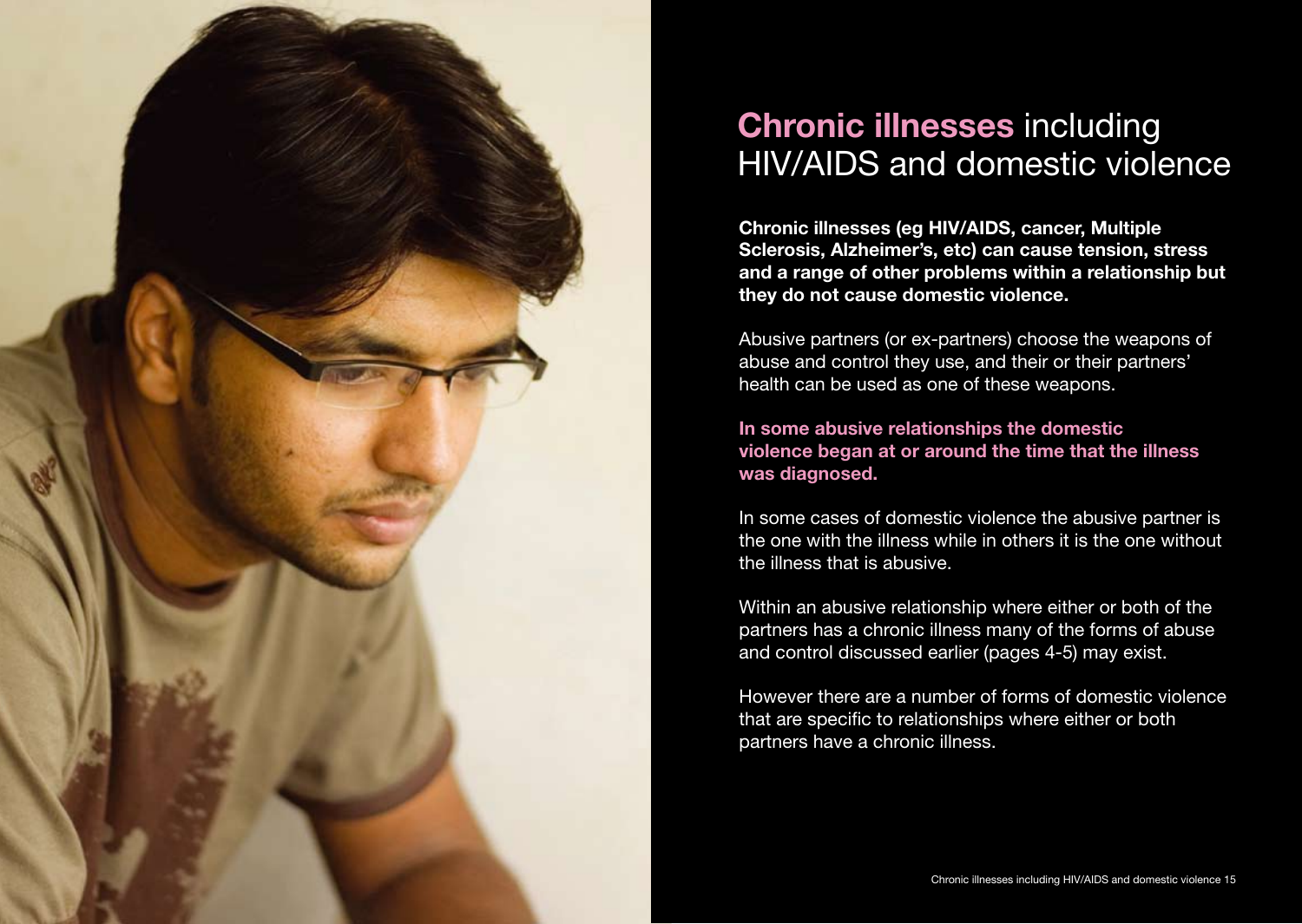# Chronic illnesses including HIV/AIDS and domestic violence

**Chronic illnesses (eg HIV/AIDS, cancer, Multiple Sclerosis, Alzheimer's, etc) can cause tension, stress and a range of other problems within a relationship but they do not cause domestic violence.**

Abusive partners (or ex-partners) choose the weapons of abuse and control they use, and their or their partners' health can be used as one of these weapons.

**In some abusive relationships the domestic violence began at or around the time that the illness was diagnosed.**

In some cases of domestic violence the abusive partner is the one with the illness while in others it is the one without the illness that is abusive.

Within an abusive relationship where either or both of the partners has a chronic illness many of the forms of abuse and control discussed earlier (pages 4-5) may exist.

However there are a number of forms of domestic violence that are specific to relationships where either or both partners have a chronic illness.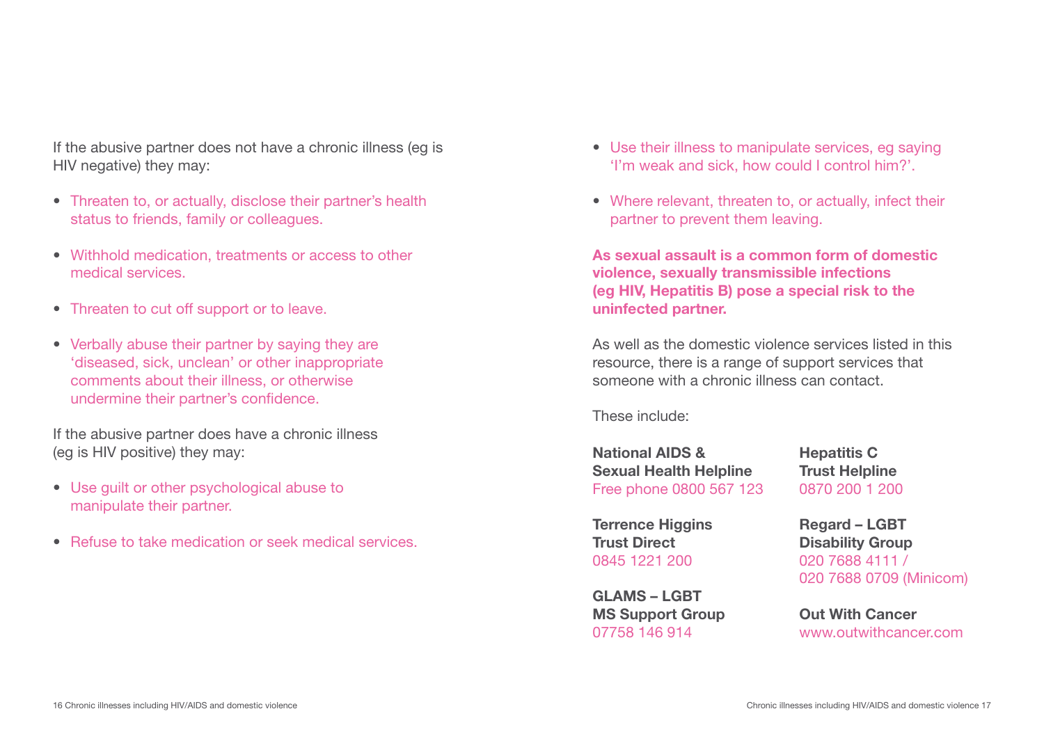If the abusive partner does not have a chronic illness (eg is HIV negative) they may:

- Threaten to, or actually, disclose their partner's health status to friends, family or colleagues.
- Withhold medication, treatments or access to other medical services.
- Threaten to cut off support or to leave.
- Verbally abuse their partner by saying they are 'diseased, sick, unclean' or other inappropriate comments about their illness, or otherwise undermine their partner's confidence.

If the abusive partner does have a chronic illness (eg is HIV positive) they may:

- Use guilt or other psychological abuse to manipulate their partner.
- Refuse to take medication or seek medical services.
- Use their illness to manipulate services, eg saying 'I'm weak and sick, how could I control him?'.
- Where relevant, threaten to, or actually, infect their partner to prevent them leaving.

**As sexual assault is a common form of domestic violence, sexually transmissible infections (eg HIV, Hepatitis B) pose a special risk to the uninfected partner.**

As well as the domestic violence services listed in this resource, there is a range of support services that someone with a chronic illness can contact.

These include:

**National AIDS & Sexual Health Helpline**
Free phone 0800 567 123

**Terrence Higgins Trust Direct**
0845 1221 200

**GLAMS – LGBT MS Support Group**
07758 146 914

**Hepatitis C Trust Helpline**
0870 200 1 200

**Regard – LGBT Disability Group**
020 7688 4111 /
020 7688 0709 (Minicom)

**Out With Cancer**
www.outwithcancer.com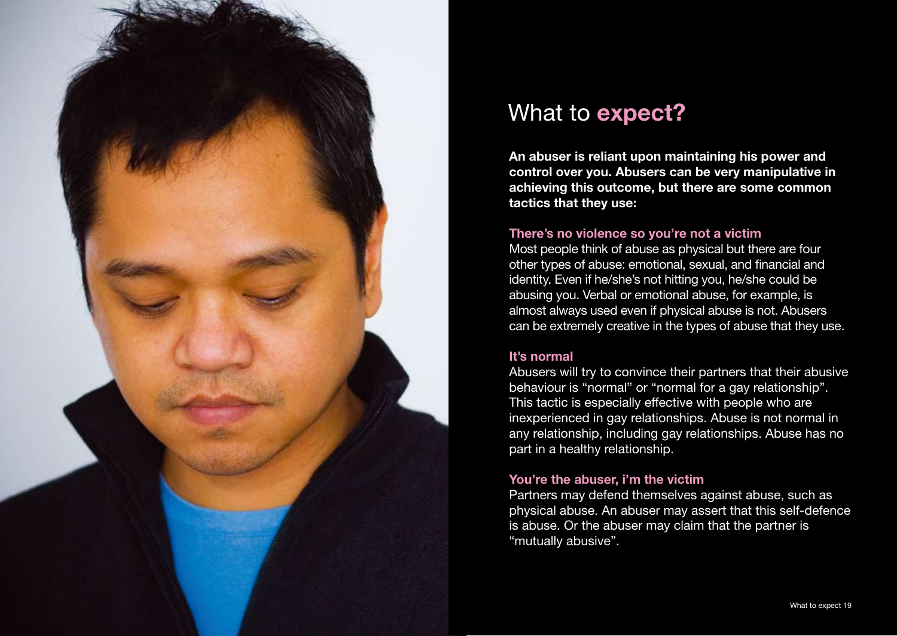# What to **expect?**

**An abuser is reliant upon maintaining his power and control over you. Abusers can be very manipulative in achieving this outcome, but there are some common tactics that they use:**

### There's no violence so you're not a victim

Most people think of abuse as physical but there are four other types of abuse: emotional, sexual, and financial and identity. Even if he/she's not hitting you, he/she could be abusing you. Verbal or emotional abuse, for example, is almost always used even if physical abuse is not. Abusers can be extremely creative in the types of abuse that they use.

### It's normal

Abusers will try to convince their partners that their abusive behaviour is "normal" or "normal for a gay relationship". This tactic is especially effective with people who are inexperienced in gay relationships. Abuse is not normal in any relationship, including gay relationships. Abuse has no part in a healthy relationship.

### You're the abuser, i'm the victim

Partners may defend themselves against abuse, such as physical abuse. An abuser may assert that this self-defence is abuse. Or the abuser may claim that the partner is "mutually abusive".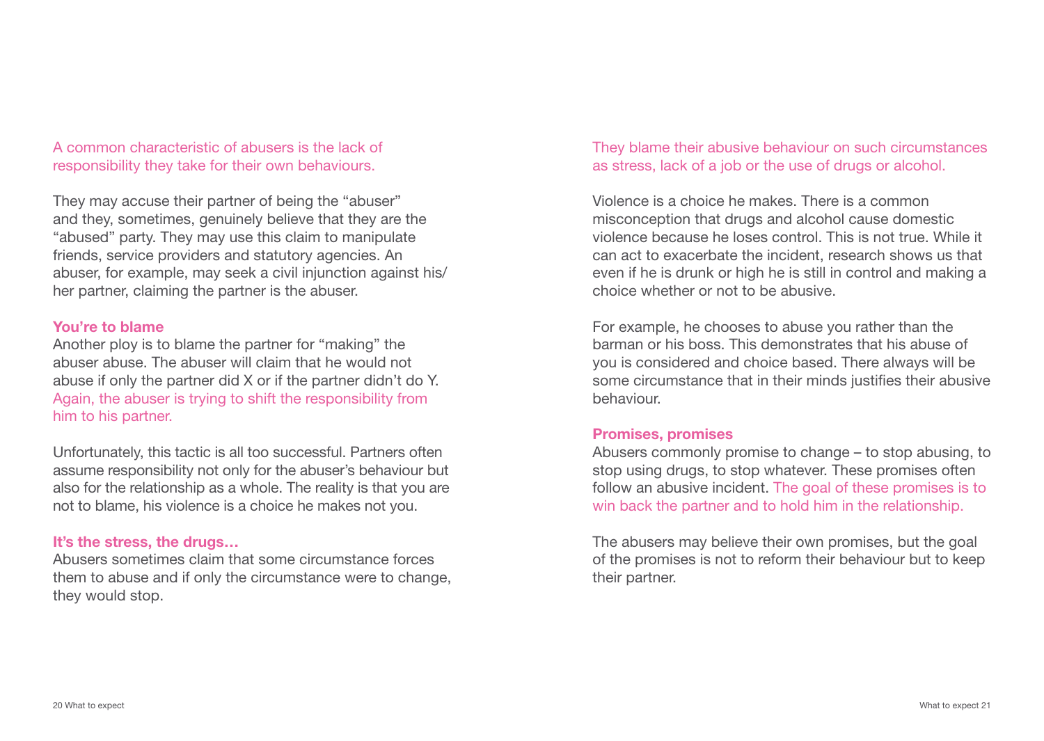A common characteristic of abusers is the lack of responsibility they take for their own behaviours.

They may accuse their partner of being the "abuser" and they, sometimes, genuinely believe that they are the "abused" party. They may use this claim to manipulate friends, service providers and statutory agencies. An abuser, for example, may seek a civil injunction against his/her partner, claiming the partner is the abuser.

**You're to blame**

Another ploy is to blame the partner for "making" the abuser abuse. The abuser will claim that he would not abuse if only the partner did X or if the partner didn't do Y. Again, the abuser is trying to shift the responsibility from him to his partner.

Unfortunately, this tactic is all too successful. Partners often assume responsibility not only for the abuser's behaviour but also for the relationship as a whole. The reality is that you are not to blame, his violence is a choice he makes not you.

**It's the stress, the drugs…**

Abusers sometimes claim that some circumstance forces them to abuse and if only the circumstance were to change, they would stop.

They blame their abusive behaviour on such circumstances as stress, lack of a job or the use of drugs or alcohol.

Violence is a choice he makes. There is a common misconception that drugs and alcohol cause domestic violence because he loses control. This is not true. While it can act to exacerbate the incident, research shows us that even if he is drunk or high he is still in control and making a choice whether or not to be abusive.

For example, he chooses to abuse you rather than the barman or his boss. This demonstrates that his abuse of you is considered and choice based. There always will be some circumstance that in their minds justifies their abusive behaviour.

**Promises, promises**

Abusers commonly promise to change – to stop abusing, to stop using drugs, to stop whatever. These promises often follow an abusive incident. The goal of these promises is to win back the partner and to hold him in the relationship.

The abusers may believe their own promises, but the goal of the promises is not to reform their behaviour but to keep their partner.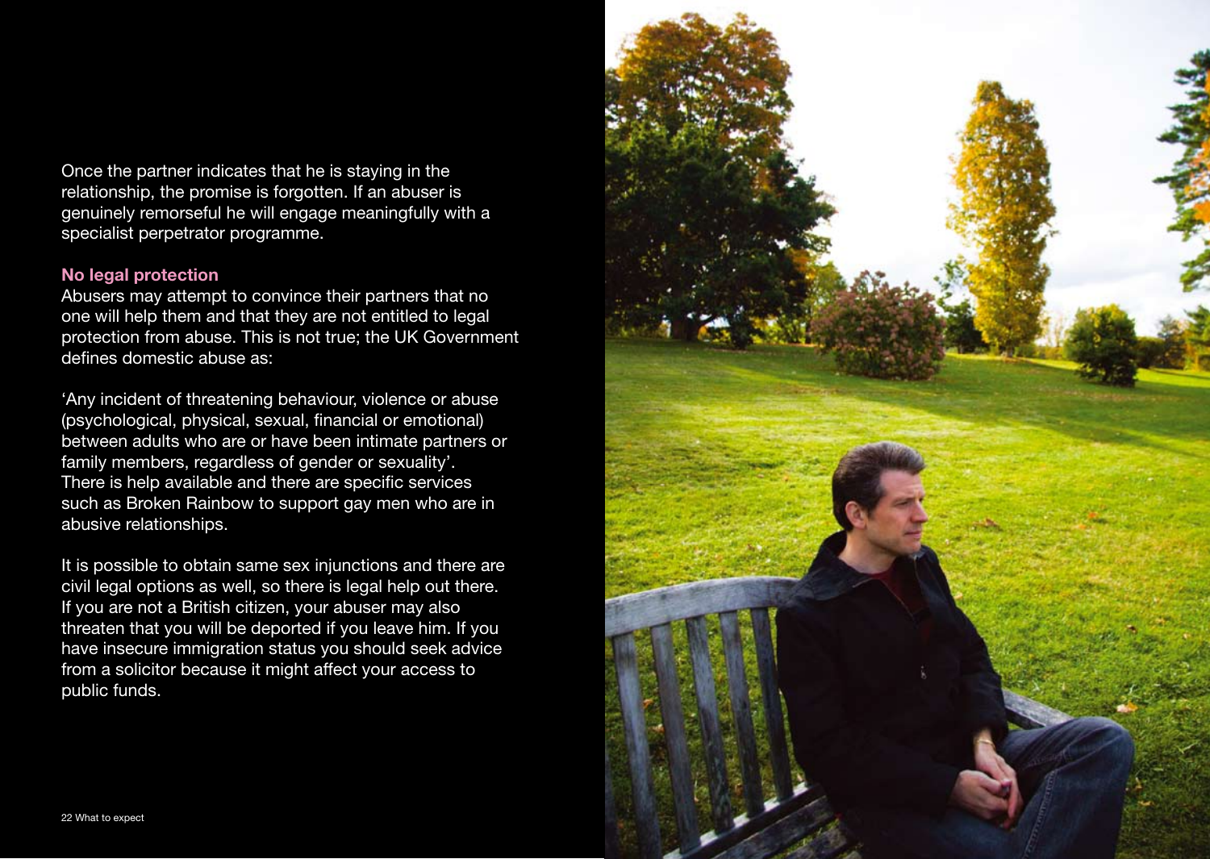Once the partner indicates that he is staying in the relationship, the promise is forgotten. If an abuser is genuinely remorseful he will engage meaningfully with a specialist perpetrator programme.

**No legal protection**

Abusers may attempt to convince their partners that no one will help them and that they are not entitled to legal protection from abuse. This is not true; the UK Government defines domestic abuse as:

'Any incident of threatening behaviour, violence or abuse (psychological, physical, sexual, financial or emotional) between adults who are or have been intimate partners or family members, regardless of gender or sexuality'. There is help available and there are specific services such as Broken Rainbow to support gay men who are in abusive relationships.

It is possible to obtain same sex injunctions and there are civil legal options as well, so there is legal help out there. If you are not a British citizen, your abuser may also threaten that you will be deported if you leave him. If you have insecure immigration status you should seek advice from a solicitor because it might affect your access to public funds.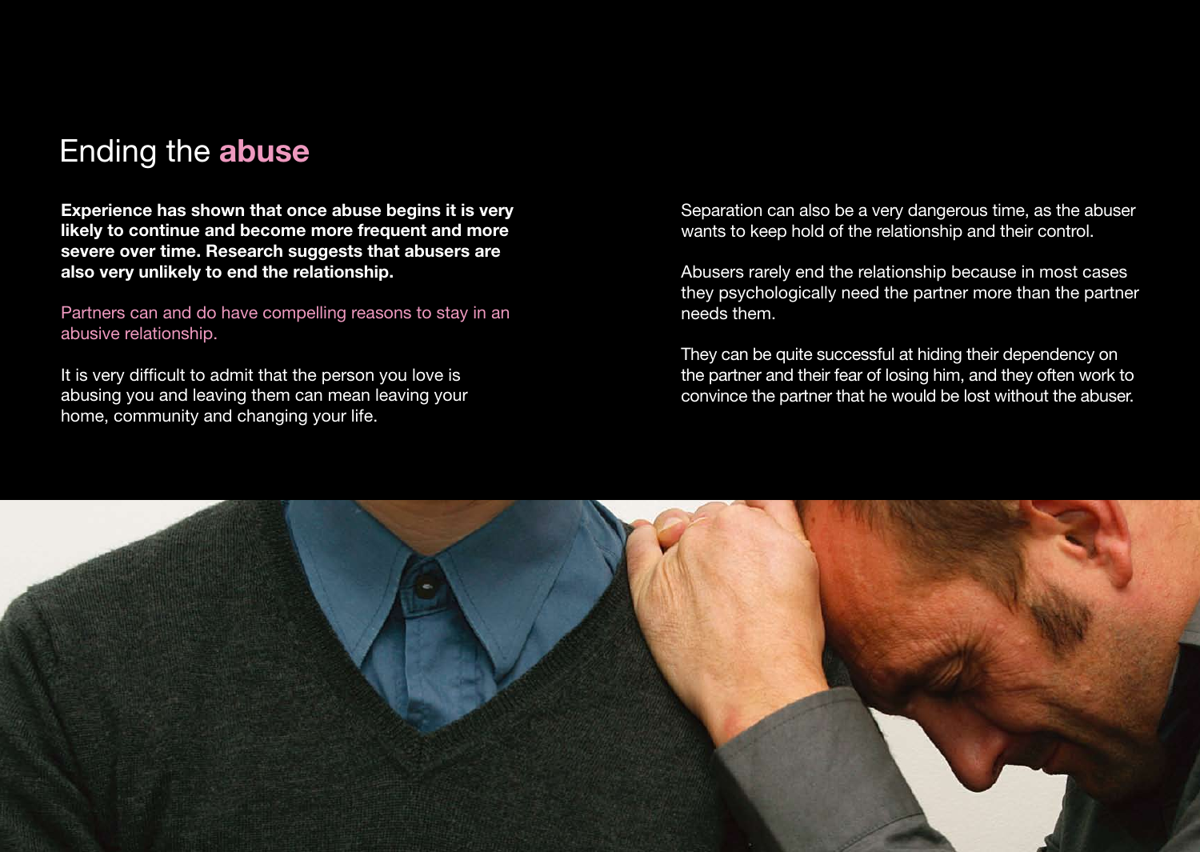# Ending the **abuse**

**Experience has shown that once abuse begins it is very likely to continue and become more frequent and more severe over time. Research suggests that abusers are also very unlikely to end the relationship.**

Partners can and do have compelling reasons to stay in an abusive relationship.

It is very difficult to admit that the person you love is abusing you and leaving them can mean leaving your home, community and changing your life.

Separation can also be a very dangerous time, as the abuser wants to keep hold of the relationship and their control.

Abusers rarely end the relationship because in most cases they psychologically need the partner more than the partner needs them.

They can be quite successful at hiding their dependency on the partner and their fear of losing him, and they often work to convince the partner that he would be lost without the abuser.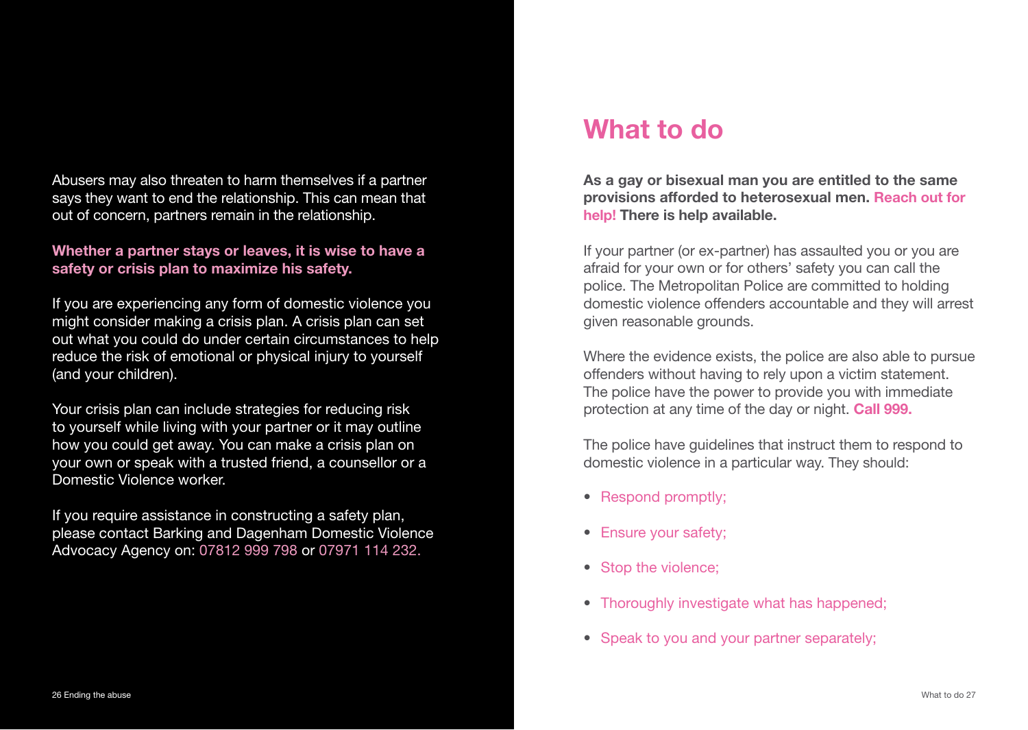Abusers may also threaten to harm themselves if a partner says they want to end the relationship. This can mean that out of concern, partners remain in the relationship.

**Whether a partner stays or leaves, it is wise to have a safety or crisis plan to maximize his safety.**

If you are experiencing any form of domestic violence you might consider making a crisis plan. A crisis plan can set out what you could do under certain circumstances to help reduce the risk of emotional or physical injury to yourself (and your children).

Your crisis plan can include strategies for reducing risk to yourself while living with your partner or it may outline how you could get away. You can make a crisis plan on your own or speak with a trusted friend, a counsellor or a Domestic Violence worker.

If you require assistance in constructing a safety plan, please contact Barking and Dagenham Domestic Violence Advocacy Agency on: 07812 999 798 or 07971 114 232.

# What to do

**As a gay or bisexual man you are entitled to the same provisions afforded to heterosexual men. Reach out for help! There is help available.**

If your partner (or ex-partner) has assaulted you or you are afraid for your own or for others' safety you can call the police. The Metropolitan Police are committed to holding domestic violence offenders accountable and they will arrest given reasonable grounds.

Where the evidence exists, the police are also able to pursue offenders without having to rely upon a victim statement. The police have the power to provide you with immediate protection at any time of the day or night. **Call 999.**

The police have guidelines that instruct them to respond to domestic violence in a particular way. They should:

- Respond promptly;
- Ensure your safety;
- Stop the violence;
- Thoroughly investigate what has happened;
- Speak to you and your partner separately;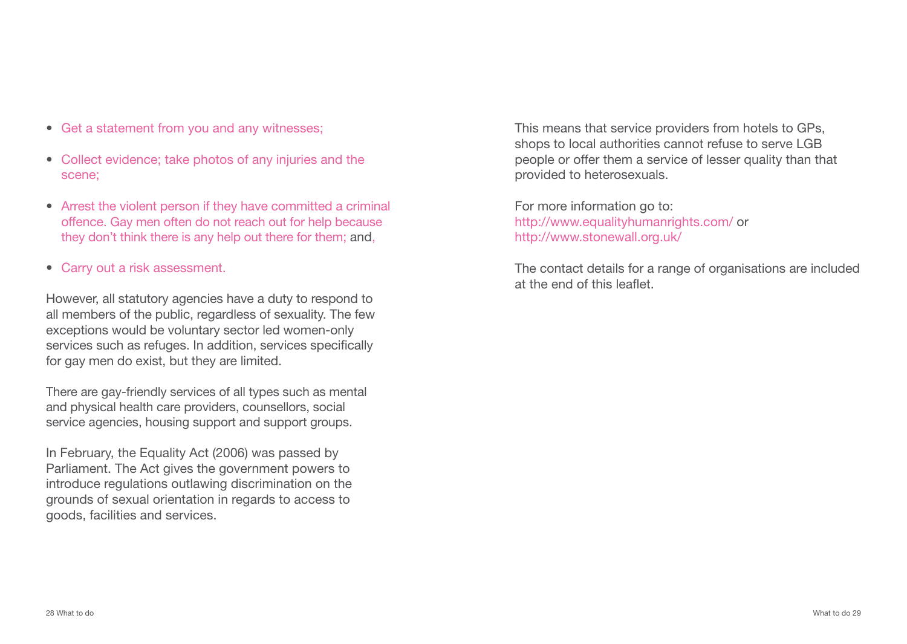- Get a statement from you and any witnesses;
- Collect evidence; take photos of any injuries and the scene;
- Arrest the violent person if they have committed a criminal offence. Gay men often do not reach out for help because they don't think there is any help out there for them; and,
- Carry out a risk assessment.

However, all statutory agencies have a duty to respond to all members of the public, regardless of sexuality. The few exceptions would be voluntary sector led women-only services such as refuges. In addition, services specifically for gay men do exist, but they are limited.

There are gay-friendly services of all types such as mental and physical health care providers, counsellors, social service agencies, housing support and support groups.

In February, the Equality Act (2006) was passed by Parliament. The Act gives the government powers to introduce regulations outlawing discrimination on the grounds of sexual orientation in regards to access to goods, facilities and services.

This means that service providers from hotels to GPs, shops to local authorities cannot refuse to serve LGB people or offer them a service of lesser quality than that provided to heterosexuals.

For more information go to:
http://www.equalityhumanrights.com/ or
http://www.stonewall.org.uk/

The contact details for a range of organisations are included at the end of this leaflet.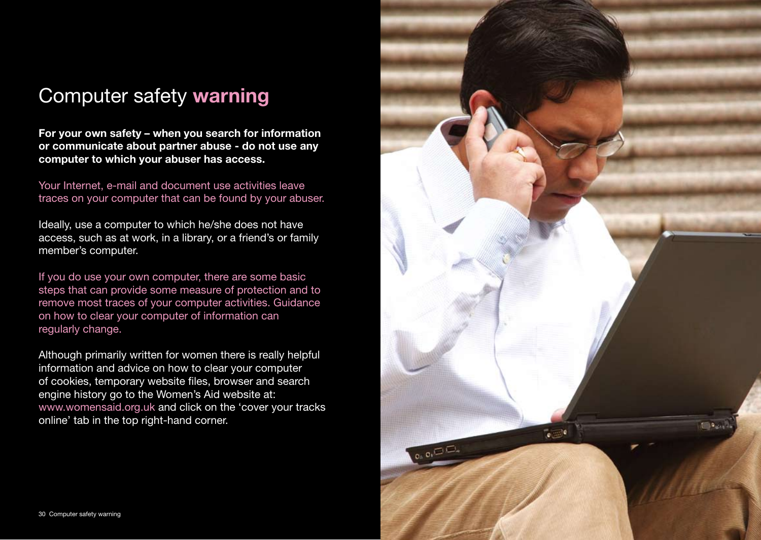# Computer safety **warning**

**For your own safety – when you search for information or communicate about partner abuse - do not use any computer to which your abuser has access.**

Your Internet, e-mail and document use activities leave traces on your computer that can be found by your abuser.

Ideally, use a computer to which he/she does not have access, such as at work, in a library, or a friend's or family member's computer.

If you do use your own computer, there are some basic steps that can provide some measure of protection and to remove most traces of your computer activities. Guidance on how to clear your computer of information can regularly change.

Although primarily written for women there is really helpful information and advice on how to clear your computer of cookies, temporary website files, browser and search engine history go to the Women's Aid website at: www.womensaid.org.uk and click on the 'cover your tracks online' tab in the top right-hand corner.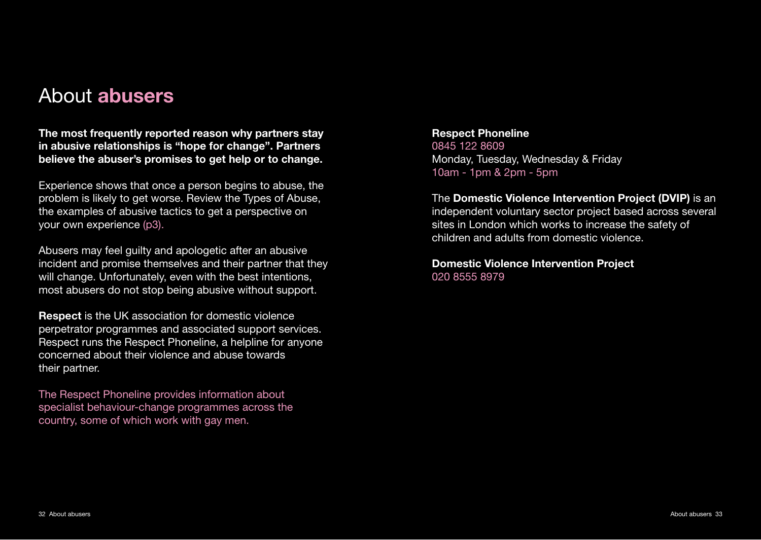# About **abusers**

**The most frequently reported reason why partners stay in abusive relationships is "hope for change". Partners believe the abuser's promises to get help or to change.**

Experience shows that once a person begins to abuse, the problem is likely to get worse. Review the Types of Abuse, the examples of abusive tactics to get a perspective on your own experience (p3).

Abusers may feel guilty and apologetic after an abusive incident and promise themselves and their partner that they will change. Unfortunately, even with the best intentions, most abusers do not stop being abusive without support.

**Respect** is the UK association for domestic violence perpetrator programmes and associated support services. Respect runs the Respect Phoneline, a helpline for anyone concerned about their violence and abuse towards their partner.

The Respect Phoneline provides information about specialist behaviour-change programmes across the country, some of which work with gay men.

**Respect Phoneline**
0845 122 8609
Monday, Tuesday, Wednesday & Friday
10am - 1pm & 2pm - 5pm

The **Domestic Violence Intervention Project (DVIP)** is an independent voluntary sector project based across several sites in London which works to increase the safety of children and adults from domestic violence.

**Domestic Violence Intervention Project**
020 8555 8979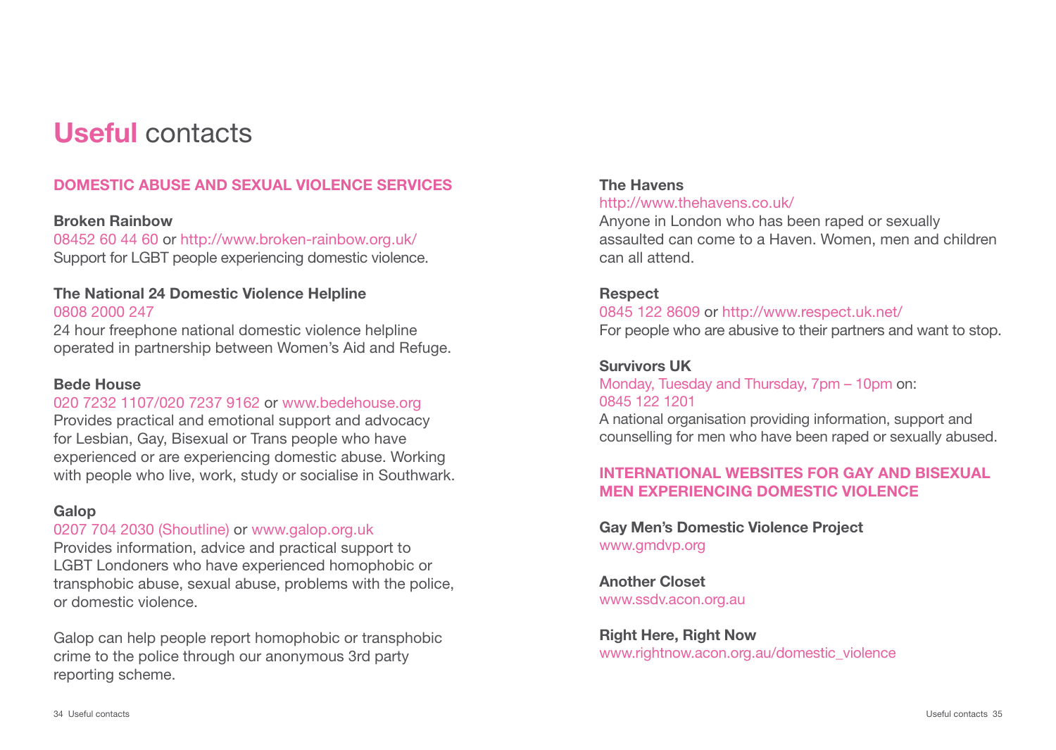# **Useful** contacts

## DOMESTIC ABUSE AND SEXUAL VIOLENCE SERVICES

**Broken Rainbow**
08452 60 44 60 or http://www.broken-rainbow.org.uk/
Support for LGBT people experiencing domestic violence.

**The National 24 Domestic Violence Helpline**
0808 2000 247
24 hour freephone national domestic violence helpline operated in partnership between Women's Aid and Refuge.

**Bede House**
020 7232 1107/020 7237 9162 or www.bedehouse.org
Provides practical and emotional support and advocacy for Lesbian, Gay, Bisexual or Trans people who have experienced or are experiencing domestic abuse. Working with people who live, work, study or socialise in Southwark.

**Galop**
0207 704 2030 (Shoutline) or www.galop.org.uk
Provides information, advice and practical support to LGBT Londoners who have experienced homophobic or transphobic abuse, sexual abuse, problems with the police, or domestic violence.

Galop can help people report homophobic or transphobic crime to the police through our anonymous 3rd party reporting scheme.

**The Havens**
http://www.thehavens.co.uk/
Anyone in London who has been raped or sexually assaulted can come to a Haven. Women, men and children can all attend.

**Respect**
0845 122 8609 or http://www.respect.uk.net/
For people who are abusive to their partners and want to stop.

**Survivors UK**
Monday, Tuesday and Thursday, 7pm – 10pm on:
0845 122 1201
A national organisation providing information, support and counselling for men who have been raped or sexually abused.

## INTERNATIONAL WEBSITES FOR GAY AND BISEXUAL MEN EXPERIENCING DOMESTIC VIOLENCE

**Gay Men's Domestic Violence Project**
www.gmdvp.org

**Another Closet**
www.ssdv.acon.org.au

**Right Here, Right Now**
www.rightnow.acon.org.au/domestic_violence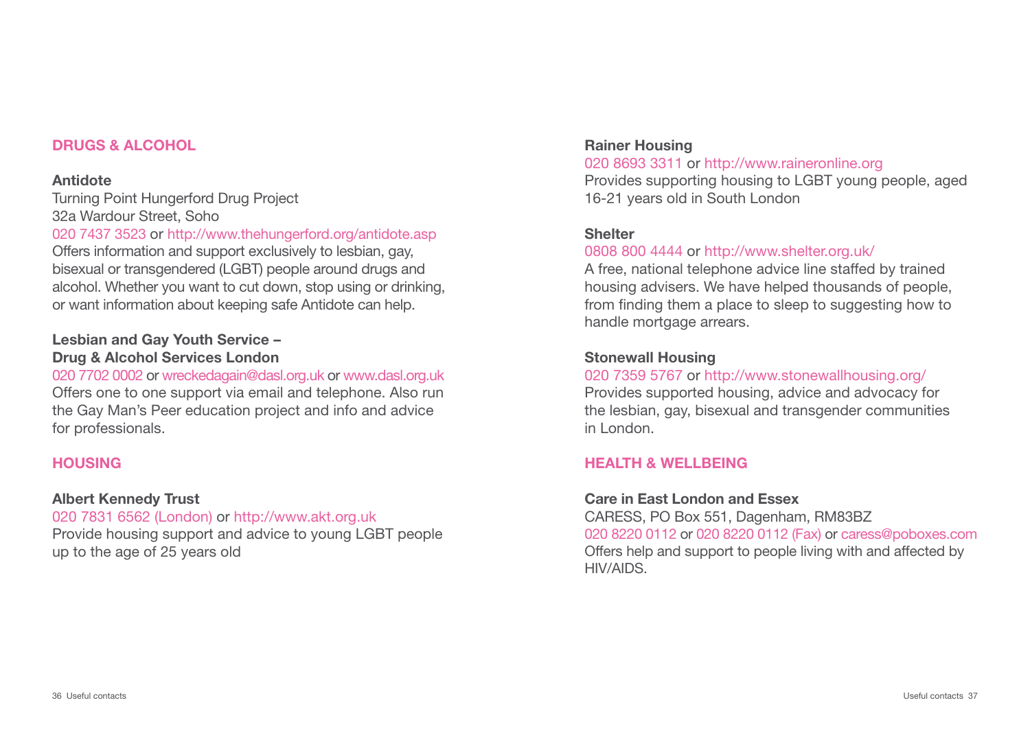## DRUGS & ALCOHOL

**Antidote**
Turning Point Hungerford Drug Project
32a Wardour Street, Soho
020 7437 3523 or http://www.thehungerford.org/antidote.asp
Offers information and support exclusively to lesbian, gay, bisexual or transgendered (LGBT) people around drugs and alcohol. Whether you want to cut down, stop using or drinking, or want information about keeping safe Antidote can help.

**Lesbian and Gay Youth Service – Drug & Alcohol Services London**
020 7702 0002 or wreckedagain@dasl.org.uk or www.dasl.org.uk
Offers one to one support via email and telephone. Also run the Gay Man's Peer education project and info and advice for professionals.

## HOUSING

**Albert Kennedy Trust**
020 7831 6562 (London) or http://www.akt.org.uk
Provide housing support and advice to young LGBT people up to the age of 25 years old

**Rainer Housing**
020 8693 3311 or http://www.raineronline.org
Provides supporting housing to LGBT young people, aged 16-21 years old in South London

**Shelter**
0808 800 4444 or http://www.shelter.org.uk/
A free, national telephone advice line staffed by trained housing advisers. We have helped thousands of people, from finding them a place to sleep to suggesting how to handle mortgage arrears.

**Stonewall Housing**
020 7359 5767 or http://www.stonewallhousing.org/
Provides supported housing, advice and advocacy for the lesbian, gay, bisexual and transgender communities in London.

## HEALTH & WELLBEING

**Care in East London and Essex**
CARESS, PO Box 551, Dagenham, RM83BZ
020 8220 0112 or 020 8220 0112 (Fax) or caress@poboxes.com
Offers help and support to people living with and affected by HIV/AIDS.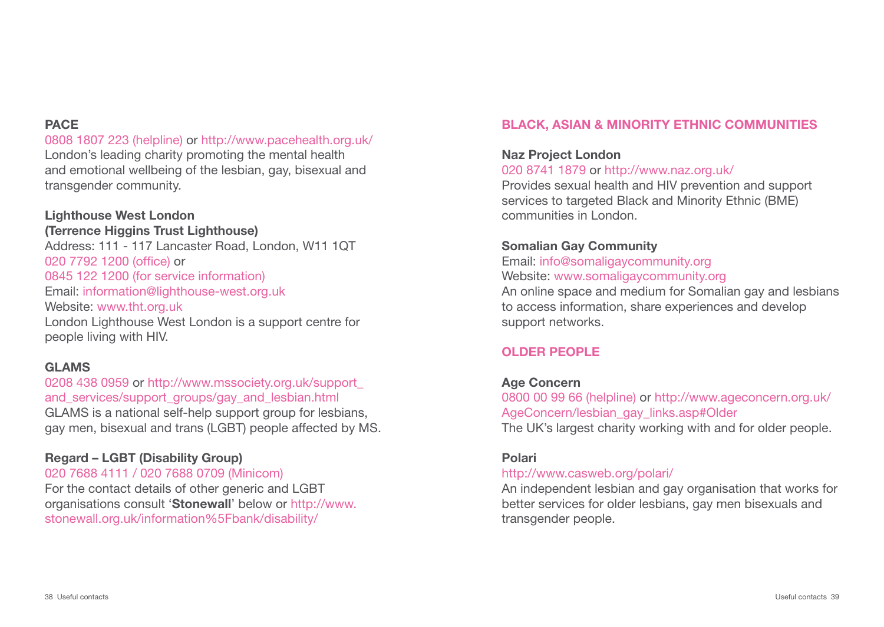**PACE**

0808 1807 223 (helpline) or http://www.pacehealth.org.uk/
London's leading charity promoting the mental health and emotional wellbeing of the lesbian, gay, bisexual and transgender community.

**Lighthouse West London (Terrence Higgins Trust Lighthouse)**

Address: 111 - 117 Lancaster Road, London, W11 1QT
020 7792 1200 (office) or
0845 122 1200 (for service information)
Email: information@lighthouse-west.org.uk
Website: www.tht.org.uk
London Lighthouse West London is a support centre for people living with HIV.

**GLAMS**

0208 438 0959 or http://www.mssociety.org.uk/support_and_services/support_groups/gay_and_lesbian.html
GLAMS is a national self-help support group for lesbians, gay men, bisexual and trans (LGBT) people affected by MS.

**Regard – LGBT (Disability Group)**

020 7688 4111 / 020 7688 0709 (Minicom)
For the contact details of other generic and LGBT organisations consult '**Stonewall**' below or http://www.stonewall.org.uk/information%5Fbank/disability/

## BLACK, ASIAN & MINORITY ETHNIC COMMUNITIES

**Naz Project London**

020 8741 1879 or http://www.naz.org.uk/
Provides sexual health and HIV prevention and support services to targeted Black and Minority Ethnic (BME) communities in London.

**Somalian Gay Community**

Email: info@somaligaycommunity.org
Website: www.somaligaycommunity.org
An online space and medium for Somalian gay and lesbians to access information, share experiences and develop support networks.

## OLDER PEOPLE

**Age Concern**

0800 00 99 66 (helpline) or http://www.ageconcern.org.uk/AgeConcern/lesbian_gay_links.asp#Older
The UK's largest charity working with and for older people.

**Polari**

http://www.casweb.org/polari/
An independent lesbian and gay organisation that works for better services for older lesbians, gay men bisexuals and transgender people.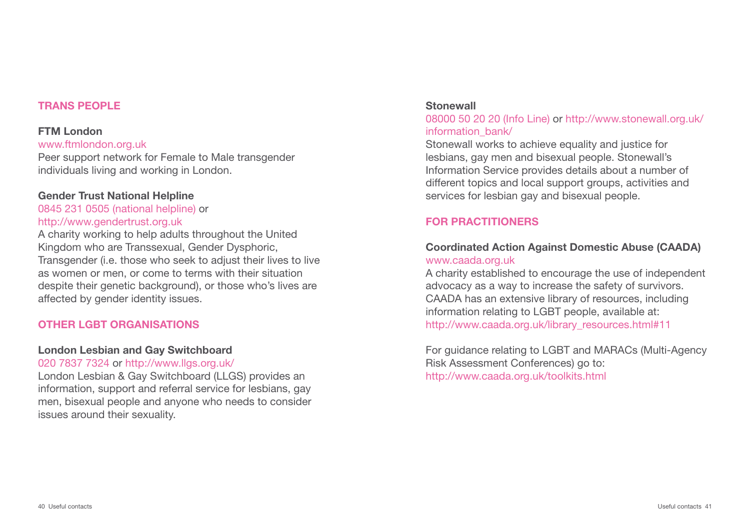## TRANS PEOPLE

### FTM London

www.ftmlondon.org.uk

Peer support network for Female to Male transgender individuals living and working in London.

### Gender Trust National Helpline

0845 231 0505 (national helpline) or http://www.gendertrust.org.uk

A charity working to help adults throughout the United Kingdom who are Transsexual, Gender Dysphoric, Transgender (i.e. those who seek to adjust their lives to live as women or men, or come to terms with their situation despite their genetic background), or those who's lives are affected by gender identity issues.

## OTHER LGBT ORGANISATIONS

### London Lesbian and Gay Switchboard

020 7837 7324 or http://www.llgs.org.uk/

London Lesbian & Gay Switchboard (LLGS) provides an information, support and referral service for lesbians, gay men, bisexual people and anyone who needs to consider issues around their sexuality.

### Stonewall

08000 50 20 20 (Info Line) or http://www.stonewall.org.uk/information_bank/

Stonewall works to achieve equality and justice for lesbians, gay men and bisexual people. Stonewall's Information Service provides details about a number of different topics and local support groups, activities and services for lesbian gay and bisexual people.

## FOR PRACTITIONERS

### Coordinated Action Against Domestic Abuse (CAADA)

www.caada.org.uk

A charity established to encourage the use of independent advocacy as a way to increase the safety of survivors. CAADA has an extensive library of resources, including information relating to LGBT people, available at: http://www.caada.org.uk/library_resources.html#11

For guidance relating to LGBT and MARACs (Multi-Agency Risk Assessment Conferences) go to: http://www.caada.org.uk/toolkits.html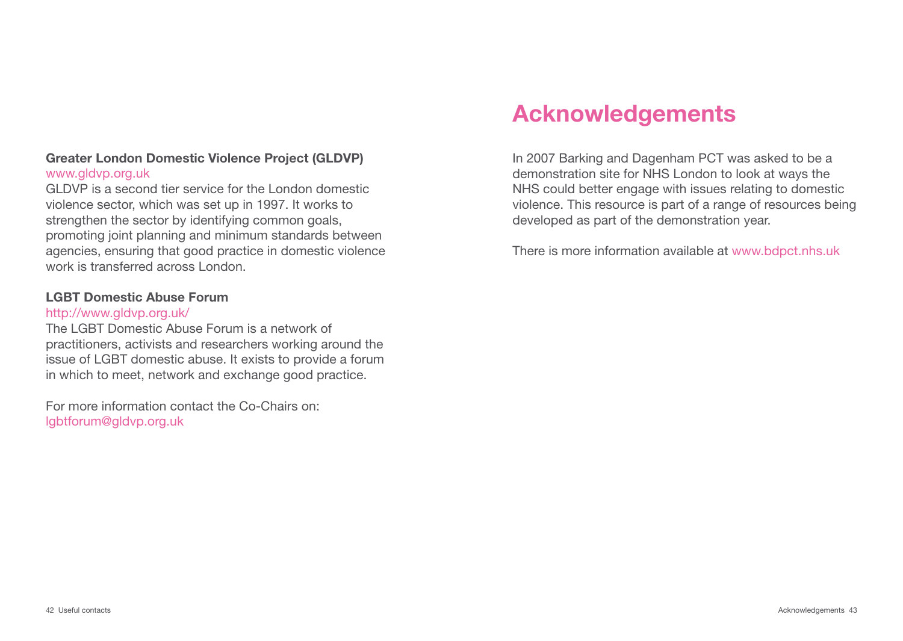**Greater London Domestic Violence Project (GLDVP)**
www.gldvp.org.uk
GLDVP is a second tier service for the London domestic violence sector, which was set up in 1997. It works to strengthen the sector by identifying common goals, promoting joint planning and minimum standards between agencies, ensuring that good practice in domestic violence work is transferred across London.

**LGBT Domestic Abuse Forum**
http://www.gldvp.org.uk/
The LGBT Domestic Abuse Forum is a network of practitioners, activists and researchers working around the issue of LGBT domestic abuse. It exists to provide a forum in which to meet, network and exchange good practice.

For more information contact the Co-Chairs on:
lgbtforum@gldvp.org.uk

# Acknowledgements

In 2007 Barking and Dagenham PCT was asked to be a demonstration site for NHS London to look at ways the NHS could better engage with issues relating to domestic violence. This resource is part of a range of resources being developed as part of the demonstration year.

There is more information available at www.bdpct.nhs.uk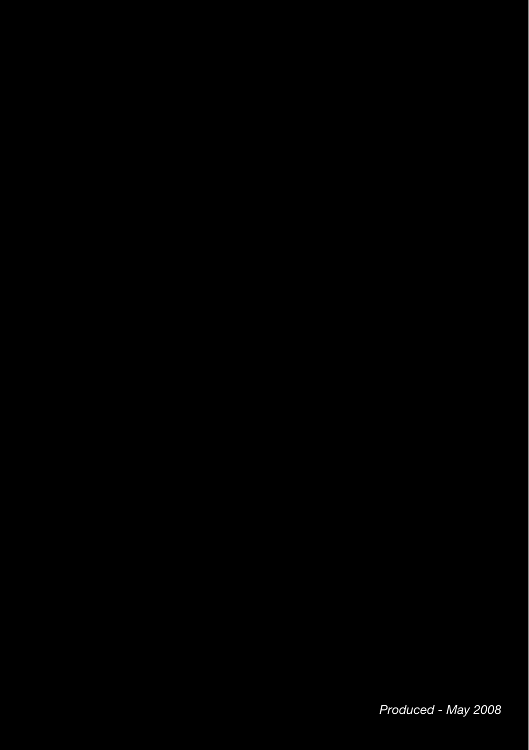*Produced - May 2008*